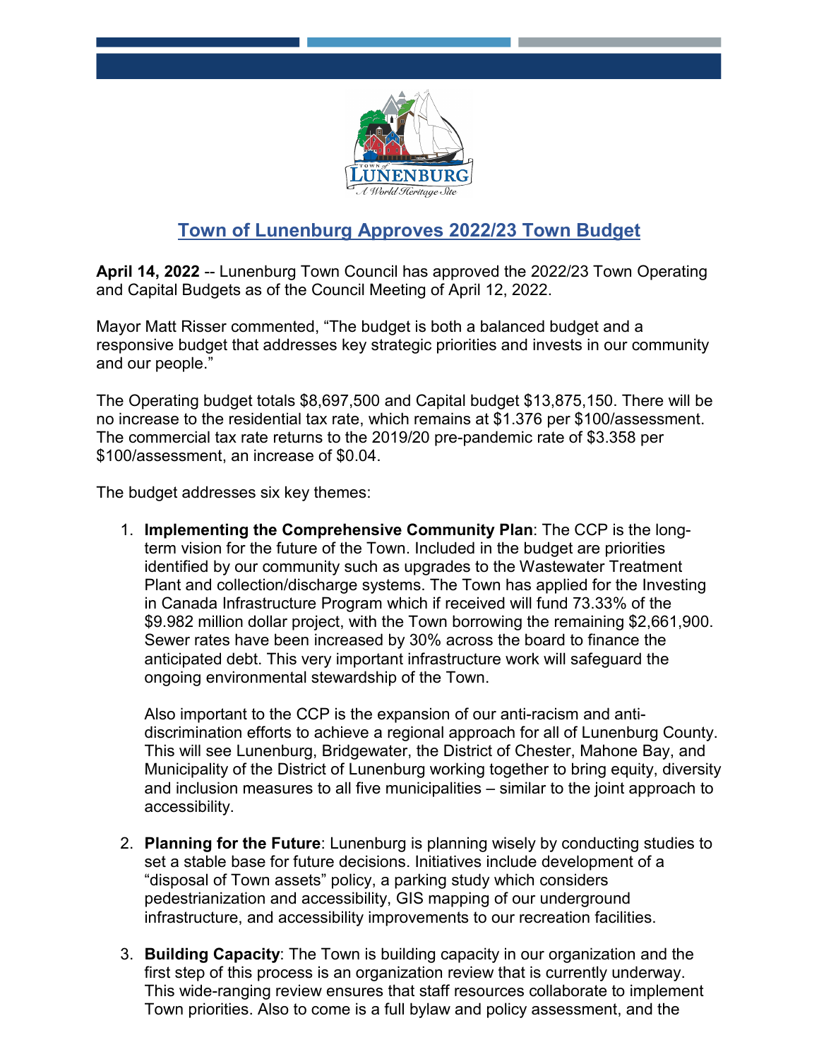# Town of Lunenburg Approves 2022/23 Town Budget

**April 14, 2022** -- Lunenburg Town Council has approved the 2022/23 Town Operating and Capital Budgets as of the Council Meeting of April 12, 2022.

Mayor Matt Risser commented, "The budget is both a balanced budget and a responsive budget that addresses key strategic priorities and invests in our community and our people."

The Operating budget totals $8,697,500 and Capital budget $13,875,150. There will be no increase to the residential tax rate, which remains at $1.376 per $100/assessment. The commercial tax rate returns to the 2019/20 pre-pandemic rate of $3.358 per $100/assessment, an increase of $0.04.

The budget addresses six key themes:

1. **Implementing the Comprehensive Community Plan**: The CCP is the long-term vision for the future of the Town. Included in the budget are priorities identified by our community such as upgrades to the Wastewater Treatment Plant and collection/discharge systems. The Town has applied for the Investing in Canada Infrastructure Program which if received will fund 73.33% of the $9.982 million dollar project, with the Town borrowing the remaining $2,661,900. Sewer rates have been increased by 30% across the board to finance the anticipated debt. This very important infrastructure work will safeguard the ongoing environmental stewardship of the Town.

   Also important to the CCP is the expansion of our anti-racism and anti-discrimination efforts to achieve a regional approach for all of Lunenburg County. This will see Lunenburg, Bridgewater, the District of Chester, Mahone Bay, and Municipality of the District of Lunenburg working together to bring equity, diversity and inclusion measures to all five municipalities – similar to the joint approach to accessibility.

2. **Planning for the Future**: Lunenburg is planning wisely by conducting studies to set a stable base for future decisions. Initiatives include development of a "disposal of Town assets" policy, a parking study which considers pedestrianization and accessibility, GIS mapping of our underground infrastructure, and accessibility improvements to our recreation facilities.

3. **Building Capacity**: The Town is building capacity in our organization and the first step of this process is an organization review that is currently underway. This wide-ranging review ensures that staff resources collaborate to implement Town priorities. Also to come is a full bylaw and policy assessment, and the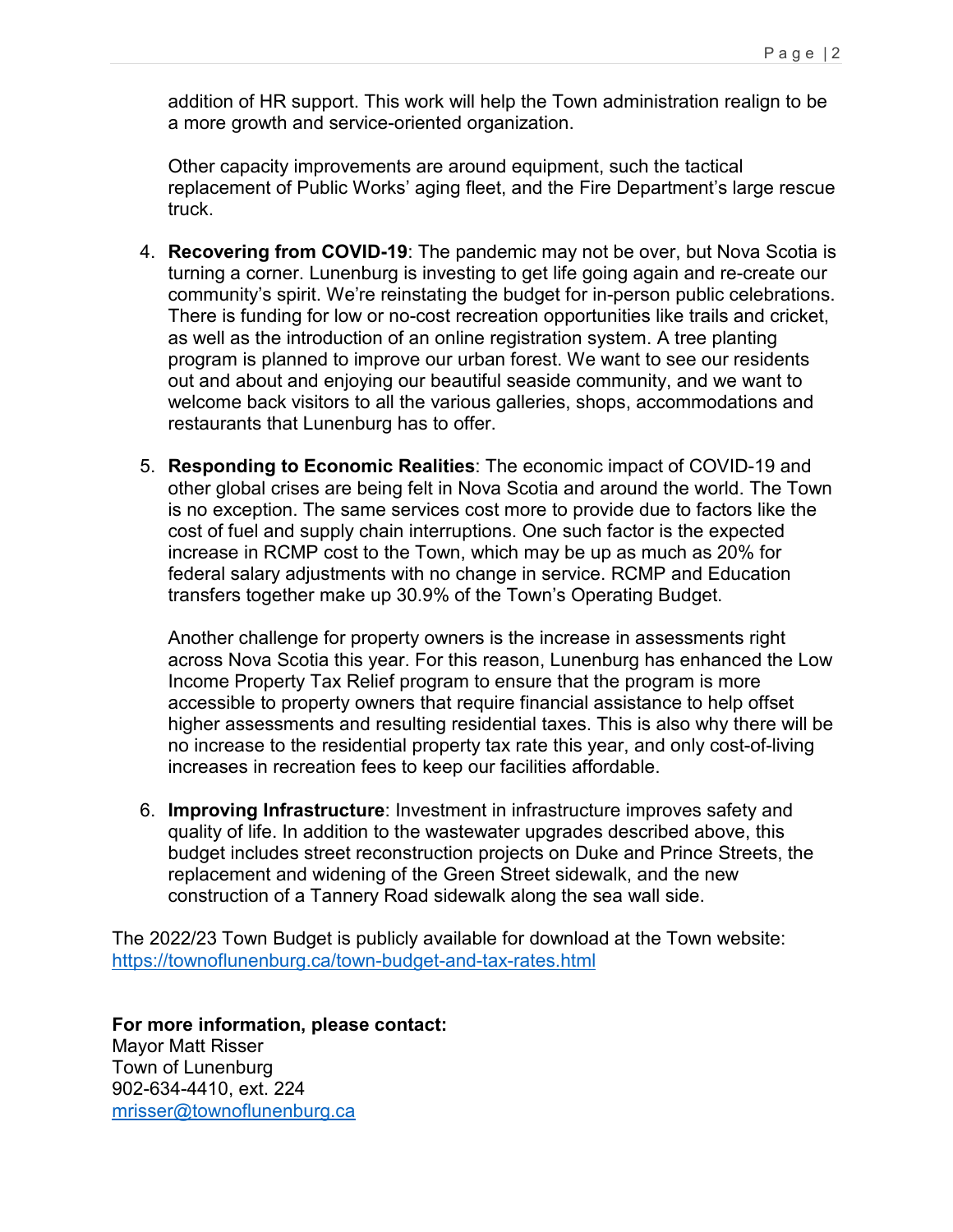addition of HR support. This work will help the Town administration realign to be a more growth and service-oriented organization.

Other capacity improvements are around equipment, such the tactical replacement of Public Works' aging fleet, and the Fire Department's large rescue truck.

4. **Recovering from COVID-19**: The pandemic may not be over, but Nova Scotia is turning a corner. Lunenburg is investing to get life going again and re-create our community's spirit. We're reinstating the budget for in-person public celebrations. There is funding for low or no-cost recreation opportunities like trails and cricket, as well as the introduction of an online registration system. A tree planting program is planned to improve our urban forest. We want to see our residents out and about and enjoying our beautiful seaside community, and we want to welcome back visitors to all the various galleries, shops, accommodations and restaurants that Lunenburg has to offer.

5. **Responding to Economic Realities**: The economic impact of COVID-19 and other global crises are being felt in Nova Scotia and around the world. The Town is no exception. The same services cost more to provide due to factors like the cost of fuel and supply chain interruptions. One such factor is the expected increase in RCMP cost to the Town, which may be up as much as 20% for federal salary adjustments with no change in service. RCMP and Education transfers together make up 30.9% of the Town's Operating Budget.

   Another challenge for property owners is the increase in assessments right across Nova Scotia this year. For this reason, Lunenburg has enhanced the Low Income Property Tax Relief program to ensure that the program is more accessible to property owners that require financial assistance to help offset higher assessments and resulting residential taxes. This is also why there will be no increase to the residential property tax rate this year, and only cost-of-living increases in recreation fees to keep our facilities affordable.

6. **Improving Infrastructure**: Investment in infrastructure improves safety and quality of life. In addition to the wastewater upgrades described above, this budget includes street reconstruction projects on Duke and Prince Streets, the replacement and widening of the Green Street sidewalk, and the new construction of a Tannery Road sidewalk along the sea wall side.

The 2022/23 Town Budget is publicly available for download at the Town website: https://townoflunenburg.ca/town-budget-and-tax-rates.html

**For more information, please contact:**
Mayor Matt Risser
Town of Lunenburg
902-634-4410, ext. 224
mrisser@townoflunenburg.ca